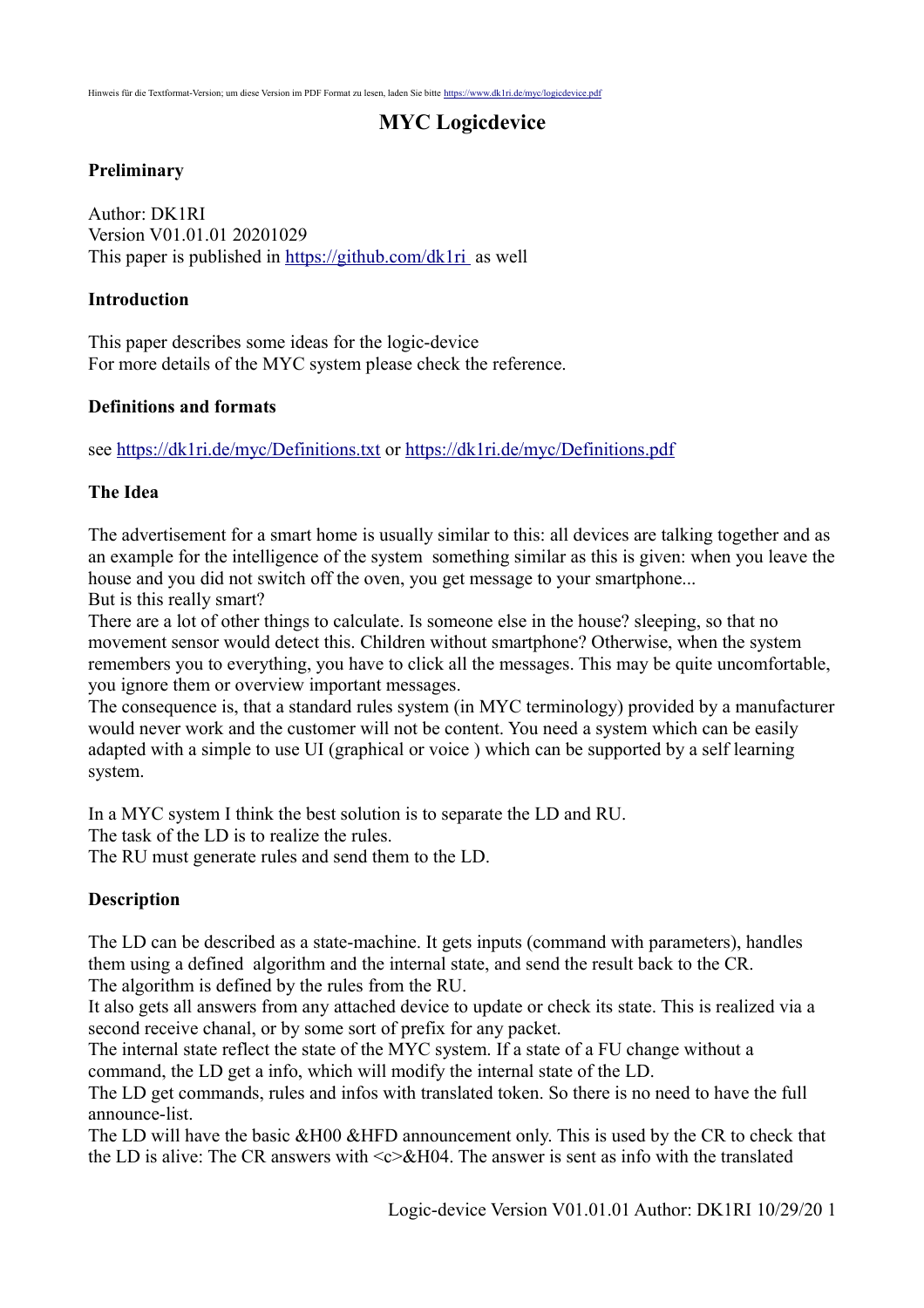Hinweis für die Textformat-Version; um diese Version im PDF Format zu lesen, laden Sie bitte https://www.dk1ri.de/myc/logicdevice.pdf

# MYC Logicdevice

## Preliminary

Author: DK1RI
Version V01.01.01 20201029
This paper is published in https://github.com/dk1ri as well

## Introduction

This paper describes some ideas for the logic-device
For more details of the MYC system please check the reference.

## Definitions and formats

see https://dk1ri.de/myc/Definitions.txt or https://dk1ri.de/myc/Definitions.pdf

## The Idea

The advertisement for a smart home is usually similar to this: all devices are talking together and as an example for the intelligence of the system something similar as this is given: when you leave the house and you did not switch off the oven, you get message to your smartphone...
But is this really smart?
There are a lot of other things to calculate. Is someone else in the house? sleeping, so that no movement sensor would detect this. Children without smartphone? Otherwise, when the system remembers you to everything, you have to click all the messages. This may be quite uncomfortable, you ignore them or overview important messages.
The consequence is, that a standard rules system (in MYC terminology) provided by a manufacturer would never work and the customer will not be content. You need a system which can be easily adapted with a simple to use UI (graphical or voice ) which can be supported by a self learning system.

In a MYC system I think the best solution is to separate the LD and RU.
The task of the LD is to realize the rules.
The RU must generate rules and send them to the LD.

## Description

The LD can be described as a state-machine. It gets inputs (command with parameters), handles them using a defined algorithm and the internal state, and send the result back to the CR.
The algorithm is defined by the rules from the RU.
It also gets all answers from any attached device to update or check its state. This is realized via a second receive chanal, or by some sort of prefix for any packet.
The internal state reflect the state of the MYC system. If a state of a FU change without a command, the LD get a info, which will modify the internal state of the LD.
The LD get commands, rules and infos with translated token. So there is no need to have the full announce-list.
The LD will have the basic &H00 &HFD announcement only. This is used by the CR to check that the LD is alive: The CR answers with <c>&H04. The answer is sent as info with the translated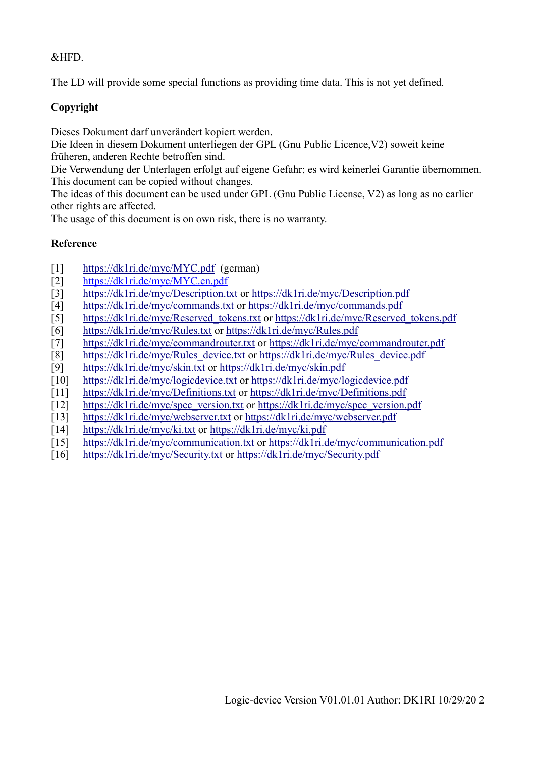&HFD.

The LD will provide some special functions as providing time data. This is not yet defined.

**Copyright**

Dieses Dokument darf unverändert kopiert werden.
Die Ideen in diesem Dokument unterliegen der GPL (Gnu Public Licence,V2) soweit keine früheren, anderen Rechte betroffen sind.
Die Verwendung der Unterlagen erfolgt auf eigene Gefahr; es wird keinerlei Garantie übernommen.
This document can be copied without changes.
The ideas of this document can be used under GPL (Gnu Public License, V2) as long as no earlier other rights are affected.
The usage of this document is on own risk, there is no warranty.

**Reference**

[1] https://dk1ri.de/myc/MYC.pdf (german)
[2] https://dk1ri.de/myc/MYC.en.pdf
[3] https://dk1ri.de/myc/Description.txt or https://dk1ri.de/myc/Description.pdf
[4] https://dk1ri.de/myc/commands.txt or https://dk1ri.de/myc/commands.pdf
[5] https://dk1ri.de/myc/Reserved_tokens.txt or https://dk1ri.de/myc/Reserved_tokens.pdf
[6] https://dk1ri.de/myc/Rules.txt or https://dk1ri.de/myc/Rules.pdf
[7] https://dk1ri.de/myc/commandrouter.txt or https://dk1ri.de/myc/commandrouter.pdf
[8] https://dk1ri.de/myc/Rules_device.txt or https://dk1ri.de/myc/Rules_device.pdf
[9] https://dk1ri.de/myc/skin.txt or https://dk1ri.de/myc/skin.pdf
[10] https://dk1ri.de/myc/logicdevice.txt or https://dk1ri.de/myc/logicdevice.pdf
[11] https://dk1ri.de/myc/Definitions.txt or https://dk1ri.de/myc/Definitions.pdf
[12] https://dk1ri.de/myc/spec_version.txt or https://dk1ri.de/myc/spec_version.pdf
[13] https://dk1ri.de/myc/webserver.txt or https://dk1ri.de/myc/webserver.pdf
[14] https://dk1ri.de/myc/ki.txt or https://dk1ri.de/myc/ki.pdf
[15] https://dk1ri.de/myc/communication.txt or https://dk1ri.de/myc/communication.pdf
[16] https://dk1ri.de/myc/Security.txt or https://dk1ri.de/myc/Security.pdf